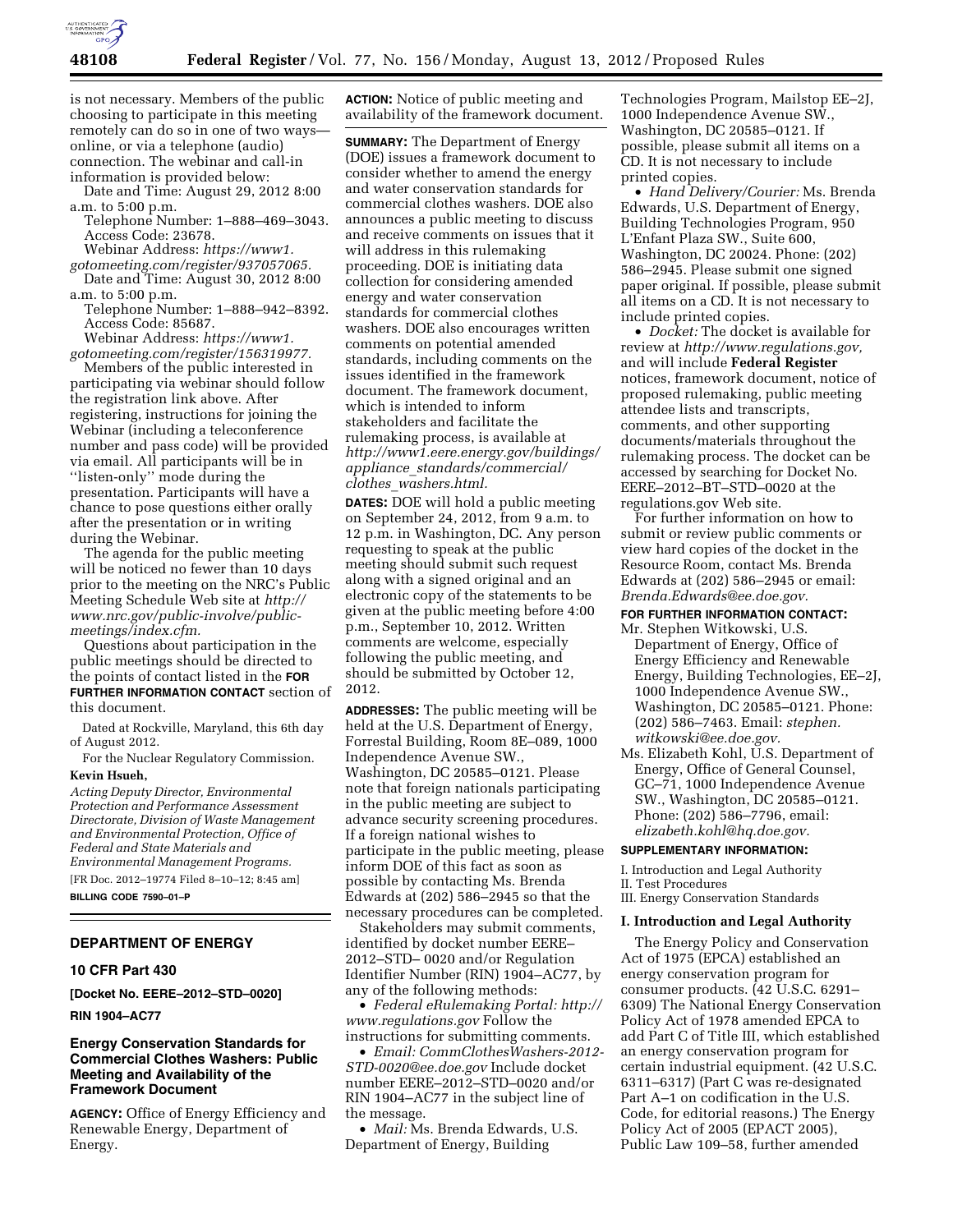is not necessary. Members of the public choosing to participate in this meeting remotely can do so in one of two ways—online, or via a telephone (audio) connection. The webinar and call-in information is provided below:

Date and Time: August 29, 2012 8:00 a.m. to 5:00 p.m.

Telephone Number: 1–888–469–3043. Access Code: 23678.

Webinar Address: *https://www1.gotomeeting.com/register/937057065.*

Date and Time: August 30, 2012 8:00 a.m. to 5:00 p.m.

Telephone Number: 1–888–942–8392. Access Code: 85687.

Webinar Address: *https://www1.gotomeeting.com/register/156319977.*

Members of the public interested in participating via webinar should follow the registration link above. After registering, instructions for joining the Webinar (including a teleconference number and pass code) will be provided via email. All participants will be in ''listen-only'' mode during the presentation. Participants will have a chance to pose questions either orally after the presentation or in writing during the Webinar.

The agenda for the public meeting will be noticed no fewer than 10 days prior to the meeting on the NRC's Public Meeting Schedule Web site at *http://www.nrc.gov/public-involve/public-meetings/index.cfm.*

Questions about participation in the public meetings should be directed to the points of contact listed in the **FOR FURTHER INFORMATION CONTACT** section of this document.

Dated at Rockville, Maryland, this 6th day of August 2012.

For the Nuclear Regulatory Commission.

**Kevin Hsueh,**

*Acting Deputy Director, Environmental Protection and Performance Assessment Directorate, Division of Waste Management and Environmental Protection, Office of Federal and State Materials and Environmental Management Programs.*

[FR Doc. 2012–19774 Filed 8–10–12; 8:45 am]

**BILLING CODE 7590–01–P**

## DEPARTMENT OF ENERGY

### 10 CFR Part 430

**[Docket No. EERE–2012–STD–0020]**

**RIN 1904–AC77**

### Energy Conservation Standards for Commercial Clothes Washers: Public Meeting and Availability of the Framework Document

**AGENCY:** Office of Energy Efficiency and Renewable Energy, Department of Energy.

**ACTION:** Notice of public meeting and availability of the framework document.

**SUMMARY:** The Department of Energy (DOE) issues a framework document to consider whether to amend the energy and water conservation standards for commercial clothes washers. DOE also announces a public meeting to discuss and receive comments on issues that it will address in this rulemaking proceeding. DOE is initiating data collection for considering amended energy and water conservation standards for commercial clothes washers. DOE also encourages written comments on potential amended standards, including comments on the issues identified in the framework document. The framework document, which is intended to inform stakeholders and facilitate the rulemaking process, is available at *http://www1.eere.energy.gov/buildings/appliance_standards/commercial/clothes_washers.html.*

**DATES:** DOE will hold a public meeting on September 24, 2012, from 9 a.m. to 12 p.m. in Washington, DC. Any person requesting to speak at the public meeting should submit such request along with a signed original and an electronic copy of the statements to be given at the public meeting before 4:00 p.m., September 10, 2012. Written comments are welcome, especially following the public meeting, and should be submitted by October 12, 2012.

**ADDRESSES:** The public meeting will be held at the U.S. Department of Energy, Forrestal Building, Room 8E–089, 1000 Independence Avenue SW., Washington, DC 20585–0121. Please note that foreign nationals participating in the public meeting are subject to advance security screening procedures. If a foreign national wishes to participate in the public meeting, please inform DOE of this fact as soon as possible by contacting Ms. Brenda Edwards at (202) 586–2945 so that the necessary procedures can be completed.

Stakeholders may submit comments, identified by docket number EERE–2012–STD– 0020 and/or Regulation Identifier Number (RIN) 1904–AC77, by any of the following methods:

- *Federal eRulemaking Portal: http://www.regulations.gov* Follow the instructions for submitting comments.
- *Email: CommClothesWashers-2012-STD-0020@ee.doe.gov* Include docket number EERE–2012–STD–0020 and/or RIN 1904–AC77 in the subject line of the message.
- *Mail:* Ms. Brenda Edwards, U.S. Department of Energy, Building Technologies Program, Mailstop EE–2J, 1000 Independence Avenue SW., Washington, DC 20585–0121. If possible, please submit all items on a CD. It is not necessary to include printed copies.
- *Hand Delivery/Courier:* Ms. Brenda Edwards, U.S. Department of Energy, Building Technologies Program, 950 L'Enfant Plaza SW., Suite 600, Washington, DC 20024. Phone: (202) 586–2945. Please submit one signed paper original. If possible, please submit all items on a CD. It is not necessary to include printed copies.
- *Docket:* The docket is available for review at *http://www.regulations.gov,* and will include **Federal Register** notices, framework document, notice of proposed rulemaking, public meeting attendee lists and transcripts, comments, and other supporting documents/materials throughout the rulemaking process. The docket can be accessed by searching for Docket No. EERE–2012–BT–STD–0020 at the regulations.gov Web site.

For further information on how to submit or review public comments or view hard copies of the docket in the Resource Room, contact Ms. Brenda Edwards at (202) 586–2945 or email: *Brenda.Edwards@ee.doe.gov.*

**FOR FURTHER INFORMATION CONTACT:**

Mr. Stephen Witkowski, U.S. Department of Energy, Office of Energy Efficiency and Renewable Energy, Building Technologies, EE–2J, 1000 Independence Avenue SW., Washington, DC 20585–0121. Phone: (202) 586–7463. Email: *stephen.witkowski@ee.doe.gov.*

Ms. Elizabeth Kohl, U.S. Department of Energy, Office of General Counsel, GC–71, 1000 Independence Avenue SW., Washington, DC 20585–0121. Phone: (202) 586–7796, email: *elizabeth.kohl@hq.doe.gov.*

**SUPPLEMENTARY INFORMATION:**

I. Introduction and Legal Authority
II. Test Procedures
III. Energy Conservation Standards

#### I. Introduction and Legal Authority

The Energy Policy and Conservation Act of 1975 (EPCA) established an energy conservation program for consumer products. (42 U.S.C. 6291–6309) The National Energy Conservation Policy Act of 1978 amended EPCA to add Part C of Title III, which established an energy conservation program for certain industrial equipment. (42 U.S.C. 6311–6317) (Part C was re-designated Part A–1 on codification in the U.S. Code, for editorial reasons.) The Energy Policy Act of 2005 (EPACT 2005), Public Law 109–58, further amended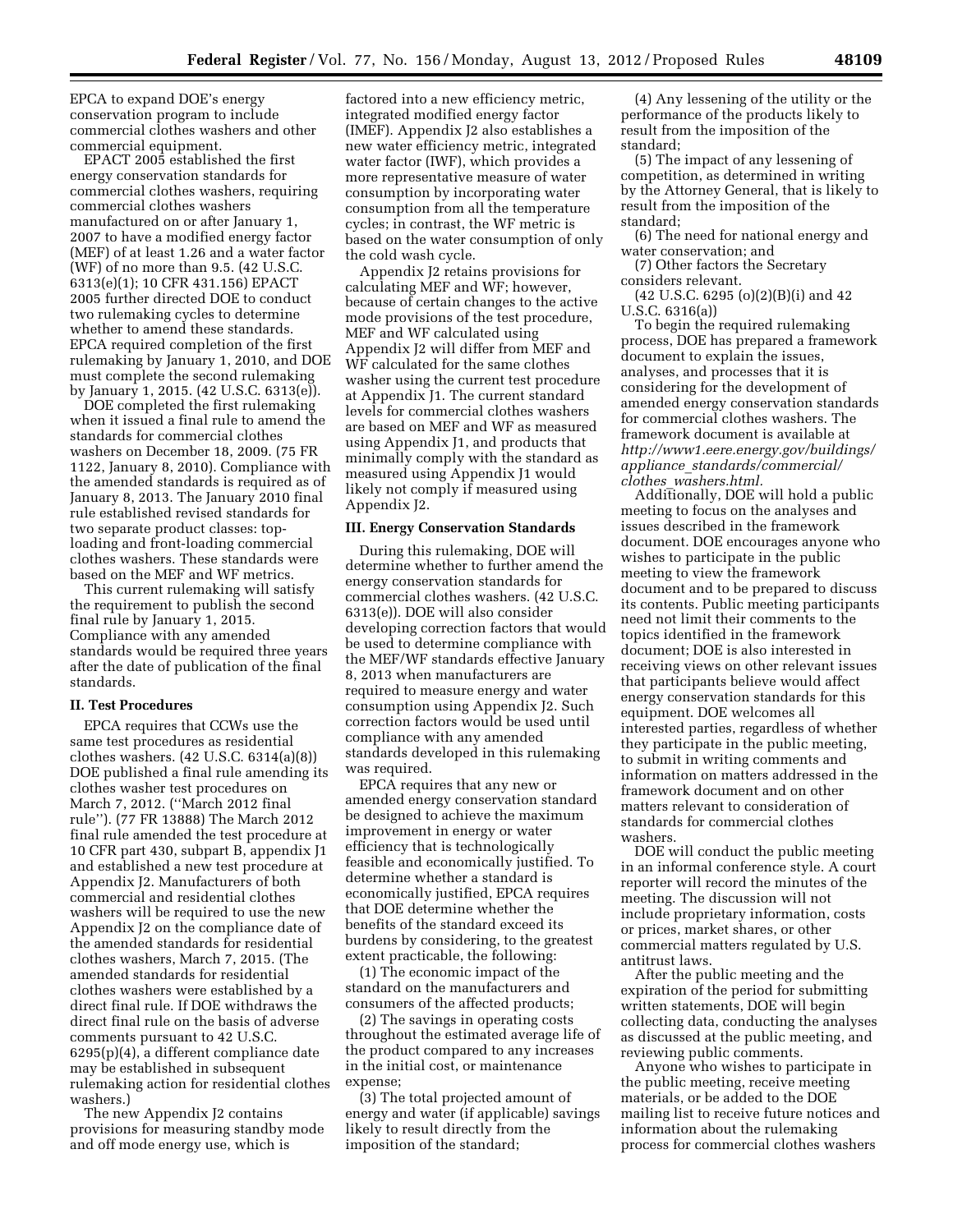EPCA to expand DOE's energy conservation program to include commercial clothes washers and other commercial equipment.

EPACT 2005 established the first energy conservation standards for commercial clothes washers, requiring commercial clothes washers manufactured on or after January 1, 2007 to have a modified energy factor (MEF) of at least 1.26 and a water factor (WF) of no more than 9.5. (42 U.S.C. 6313(e)(1); 10 CFR 431.156) EPACT 2005 further directed DOE to conduct two rulemaking cycles to determine whether to amend these standards. EPCA required completion of the first rulemaking by January 1, 2010, and DOE must complete the second rulemaking by January 1, 2015. (42 U.S.C. 6313(e)).

DOE completed the first rulemaking when it issued a final rule to amend the standards for commercial clothes washers on December 18, 2009. (75 FR 1122, January 8, 2010). Compliance with the amended standards is required as of January 8, 2013. The January 2010 final rule established revised standards for two separate product classes: top-loading and front-loading commercial clothes washers. These standards were based on the MEF and WF metrics.

This current rulemaking will satisfy the requirement to publish the second final rule by January 1, 2015. Compliance with any amended standards would be required three years after the date of publication of the final standards.

## II. Test Procedures

EPCA requires that CCWs use the same test procedures as residential clothes washers. (42 U.S.C. 6314(a)(8)) DOE published a final rule amending its clothes washer test procedures on March 7, 2012. (''March 2012 final rule''). (77 FR 13888) The March 2012 final rule amended the test procedure at 10 CFR part 430, subpart B, appendix J1 and established a new test procedure at Appendix J2. Manufacturers of both commercial and residential clothes washers will be required to use the new Appendix J2 on the compliance date of the amended standards for residential clothes washers, March 7, 2015. (The amended standards for residential clothes washers were established by a direct final rule. If DOE withdraws the direct final rule on the basis of adverse comments pursuant to 42 U.S.C. 6295(p)(4), a different compliance date may be established in subsequent rulemaking action for residential clothes washers.)

The new Appendix J2 contains provisions for measuring standby mode and off mode energy use, which is factored into a new efficiency metric, integrated modified energy factor (IMEF). Appendix J2 also establishes a new water efficiency metric, integrated water factor (IWF), which provides a more representative measure of water consumption by incorporating water consumption from all the temperature cycles; in contrast, the WF metric is based on the water consumption of only the cold wash cycle.

Appendix J2 retains provisions for calculating MEF and WF; however, because of certain changes to the active mode provisions of the test procedure, MEF and WF calculated using Appendix J2 will differ from MEF and WF calculated for the same clothes washer using the current test procedure at Appendix J1. The current standard levels for commercial clothes washers are based on MEF and WF as measured using Appendix J1, and products that minimally comply with the standard as measured using Appendix J1 would likely not comply if measured using Appendix J2.

## III. Energy Conservation Standards

During this rulemaking, DOE will determine whether to further amend the energy conservation standards for commercial clothes washers. (42 U.S.C. 6313(e)). DOE will also consider developing correction factors that would be used to determine compliance with the MEF/WF standards effective January 8, 2013 when manufacturers are required to measure energy and water consumption using Appendix J2. Such correction factors would be used until compliance with any amended standards developed in this rulemaking was required.

EPCA requires that any new or amended energy conservation standard be designed to achieve the maximum improvement in energy or water efficiency that is technologically feasible and economically justified. To determine whether a standard is economically justified, EPCA requires that DOE determine whether the benefits of the standard exceed its burdens by considering, to the greatest extent practicable, the following:

(1) The economic impact of the standard on the manufacturers and consumers of the affected products;

(2) The savings in operating costs throughout the estimated average life of the product compared to any increases in the initial cost, or maintenance expense;

(3) The total projected amount of energy and water (if applicable) savings likely to result directly from the imposition of the standard;

(4) Any lessening of the utility or the performance of the products likely to result from the imposition of the standard;

(5) The impact of any lessening of competition, as determined in writing by the Attorney General, that is likely to result from the imposition of the standard;

(6) The need for national energy and water conservation; and

(7) Other factors the Secretary considers relevant.

(42 U.S.C. 6295 (o)(2)(B)(i) and 42 U.S.C. 6316(a))

To begin the required rulemaking process, DOE has prepared a framework document to explain the issues, analyses, and processes that it is considering for the development of amended energy conservation standards for commercial clothes washers. The framework document is available at *http://www1.eere.energy.gov/buildings/appliance_standards/commercial/clothes_washers.html.*

Additionally, DOE will hold a public meeting to focus on the analyses and issues described in the framework document. DOE encourages anyone who wishes to participate in the public meeting to view the framework document and to be prepared to discuss its contents. Public meeting participants need not limit their comments to the topics identified in the framework document; DOE is also interested in receiving views on other relevant issues that participants believe would affect energy conservation standards for this equipment. DOE welcomes all interested parties, regardless of whether they participate in the public meeting, to submit in writing comments and information on matters addressed in the framework document and on other matters relevant to consideration of standards for commercial clothes washers.

DOE will conduct the public meeting in an informal conference style. A court reporter will record the minutes of the meeting. The discussion will not include proprietary information, costs or prices, market shares, or other commercial matters regulated by U.S. antitrust laws.

After the public meeting and the expiration of the period for submitting written statements, DOE will begin collecting data, conducting the analyses as discussed at the public meeting, and reviewing public comments.

Anyone who wishes to participate in the public meeting, receive meeting materials, or be added to the DOE mailing list to receive future notices and information about the rulemaking process for commercial clothes washers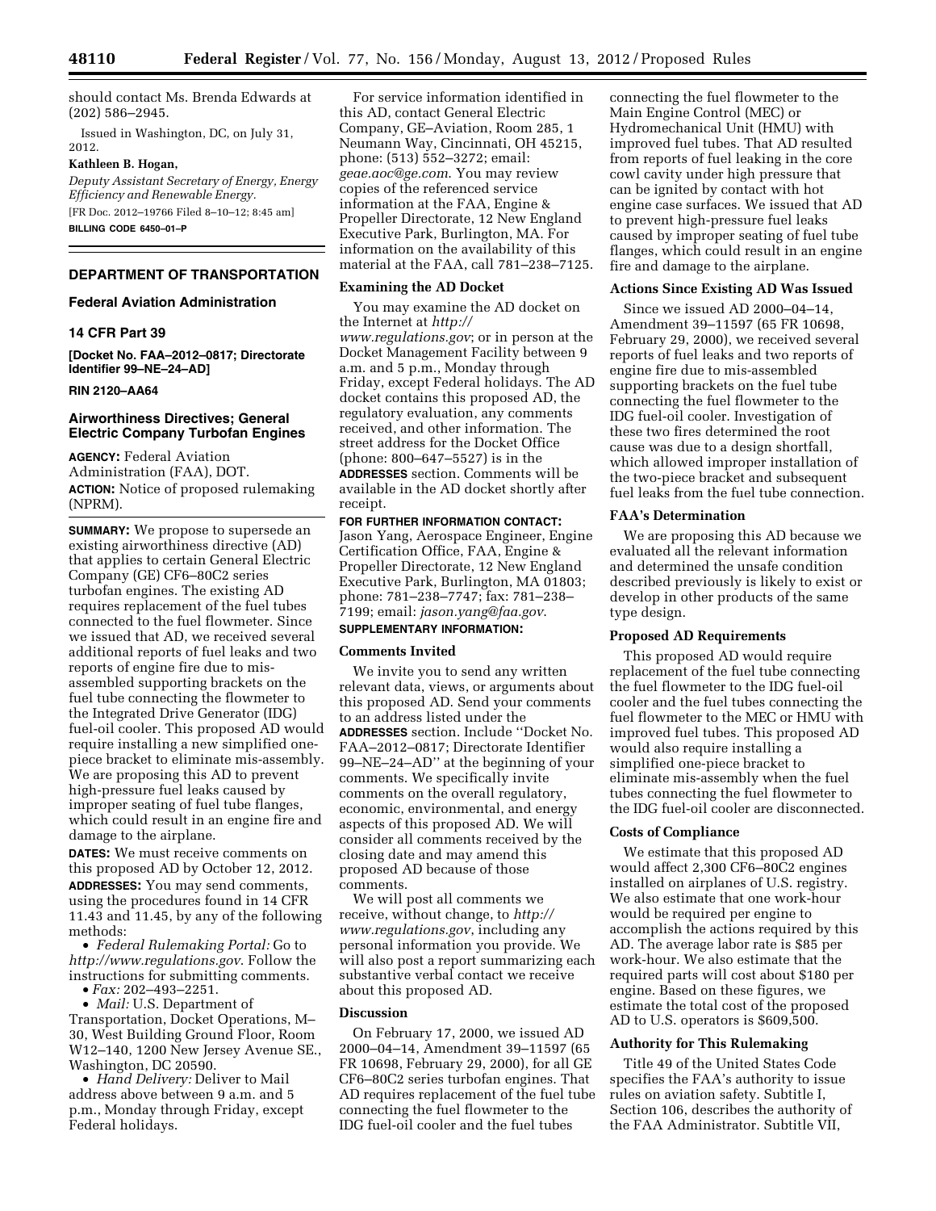should contact Ms. Brenda Edwards at (202) 586–2945.

Issued in Washington, DC, on July 31, 2012.

**Kathleen B. Hogan,**

*Deputy Assistant Secretary of Energy, Energy Efficiency and Renewable Energy.*

[FR Doc. 2012–19766 Filed 8–10–12; 8:45 am]

**BILLING CODE 6450–01–P**

---

## DEPARTMENT OF TRANSPORTATION

### Federal Aviation Administration

### 14 CFR Part 39

**[Docket No. FAA–2012–0817; Directorate Identifier 99–NE–24–AD]**

**RIN 2120–AA64**

### Airworthiness Directives; General Electric Company Turbofan Engines

**AGENCY:** Federal Aviation Administration (FAA), DOT.

**ACTION:** Notice of proposed rulemaking (NPRM).

**SUMMARY:** We propose to supersede an existing airworthiness directive (AD) that applies to certain General Electric Company (GE) CF6–80C2 series turbofan engines. The existing AD requires replacement of the fuel tubes connected to the fuel flowmeter. Since we issued that AD, we received several additional reports of fuel leaks and two reports of engine fire due to mis-assembled supporting brackets on the fuel tube connecting the flowmeter to the Integrated Drive Generator (IDG) fuel-oil cooler. This proposed AD would require installing a new simplified one-piece bracket to eliminate mis-assembly. We are proposing this AD to prevent high-pressure fuel leaks caused by improper seating of fuel tube flanges, which could result in an engine fire and damage to the airplane.

**DATES:** We must receive comments on this proposed AD by October 12, 2012.

**ADDRESSES:** You may send comments, using the procedures found in 14 CFR 11.43 and 11.45, by any of the following methods:

- *Federal Rulemaking Portal:* Go to *http://www.regulations.gov*. Follow the instructions for submitting comments.
- *Fax:* 202–493–2251.
- *Mail:* U.S. Department of Transportation, Docket Operations, M–30, West Building Ground Floor, Room W12–140, 1200 New Jersey Avenue SE., Washington, DC 20590.
- *Hand Delivery:* Deliver to Mail address above between 9 a.m. and 5 p.m., Monday through Friday, except Federal holidays.

For service information identified in this AD, contact General Electric Company, GE–Aviation, Room 285, 1 Neumann Way, Cincinnati, OH 45215, phone: (513) 552–3272; email: *geae.aoc@ge.com*. You may review copies of the referenced service information at the FAA, Engine & Propeller Directorate, 12 New England Executive Park, Burlington, MA. For information on the availability of this material at the FAA, call 781–238–7125.

#### Examining the AD Docket

You may examine the AD docket on the Internet at *http://www.regulations.gov*; or in person at the Docket Management Facility between 9 a.m. and 5 p.m., Monday through Friday, except Federal holidays. The AD docket contains this proposed AD, the regulatory evaluation, any comments received, and other information. The street address for the Docket Office (phone: 800–647–5527) is in the **ADDRESSES** section. Comments will be available in the AD docket shortly after receipt.

**FOR FURTHER INFORMATION CONTACT:** Jason Yang, Aerospace Engineer, Engine Certification Office, FAA, Engine & Propeller Directorate, 12 New England Executive Park, Burlington, MA 01803; phone: 781–238–7747; fax: 781–238–7199; email: *jason.yang@faa.gov*.

**SUPPLEMENTARY INFORMATION:**

#### Comments Invited

We invite you to send any written relevant data, views, or arguments about this proposed AD. Send your comments to an address listed under the **ADDRESSES** section. Include ''Docket No. FAA–2012–0817; Directorate Identifier 99–NE–24–AD'' at the beginning of your comments. We specifically invite comments on the overall regulatory, economic, environmental, and energy aspects of this proposed AD. We will consider all comments received by the closing date and may amend this proposed AD because of those comments.

We will post all comments we receive, without change, to *http://www.regulations.gov*, including any personal information you provide. We will also post a report summarizing each substantive verbal contact we receive about this proposed AD.

#### Discussion

On February 17, 2000, we issued AD 2000–04–14, Amendment 39–11597 (65 FR 10698, February 29, 2000), for all GE CF6–80C2 series turbofan engines. That AD requires replacement of the fuel tube connecting the fuel flowmeter to the IDG fuel-oil cooler and the fuel tubes connecting the fuel flowmeter to the Main Engine Control (MEC) or Hydromechanical Unit (HMU) with improved fuel tubes. That AD resulted from reports of fuel leaking in the core cowl cavity under high pressure that can be ignited by contact with hot engine case surfaces. We issued that AD to prevent high-pressure fuel leaks caused by improper seating of fuel tube flanges, which could result in an engine fire and damage to the airplane.

#### Actions Since Existing AD Was Issued

Since we issued AD 2000–04–14, Amendment 39–11597 (65 FR 10698, February 29, 2000), we received several reports of fuel leaks and two reports of engine fire due to mis-assembled supporting brackets on the fuel tube connecting the fuel flowmeter to the IDG fuel-oil cooler. Investigation of these two fires determined the root cause was due to a design shortfall, which allowed improper installation of the two-piece bracket and subsequent fuel leaks from the fuel tube connection.

#### FAA's Determination

We are proposing this AD because we evaluated all the relevant information and determined the unsafe condition described previously is likely to exist or develop in other products of the same type design.

#### Proposed AD Requirements

This proposed AD would require replacement of the fuel tube connecting the fuel flowmeter to the IDG fuel-oil cooler and the fuel tubes connecting the fuel flowmeter to the MEC or HMU with improved fuel tubes. This proposed AD would also require installing a simplified one-piece bracket to eliminate mis-assembly when the fuel tubes connecting the fuel flowmeter to the IDG fuel-oil cooler are disconnected.

#### Costs of Compliance

We estimate that this proposed AD would affect 2,300 CF6–80C2 engines installed on airplanes of U.S. registry. We also estimate that one work-hour would be required per engine to accomplish the actions required by this AD. The average labor rate is $85 per work-hour. We also estimate that the required parts will cost about $180 per engine. Based on these figures, we estimate the total cost of the proposed AD to U.S. operators is $609,500.

#### Authority for This Rulemaking

Title 49 of the United States Code specifies the FAA's authority to issue rules on aviation safety. Subtitle I, Section 106, describes the authority of the FAA Administrator. Subtitle VII,